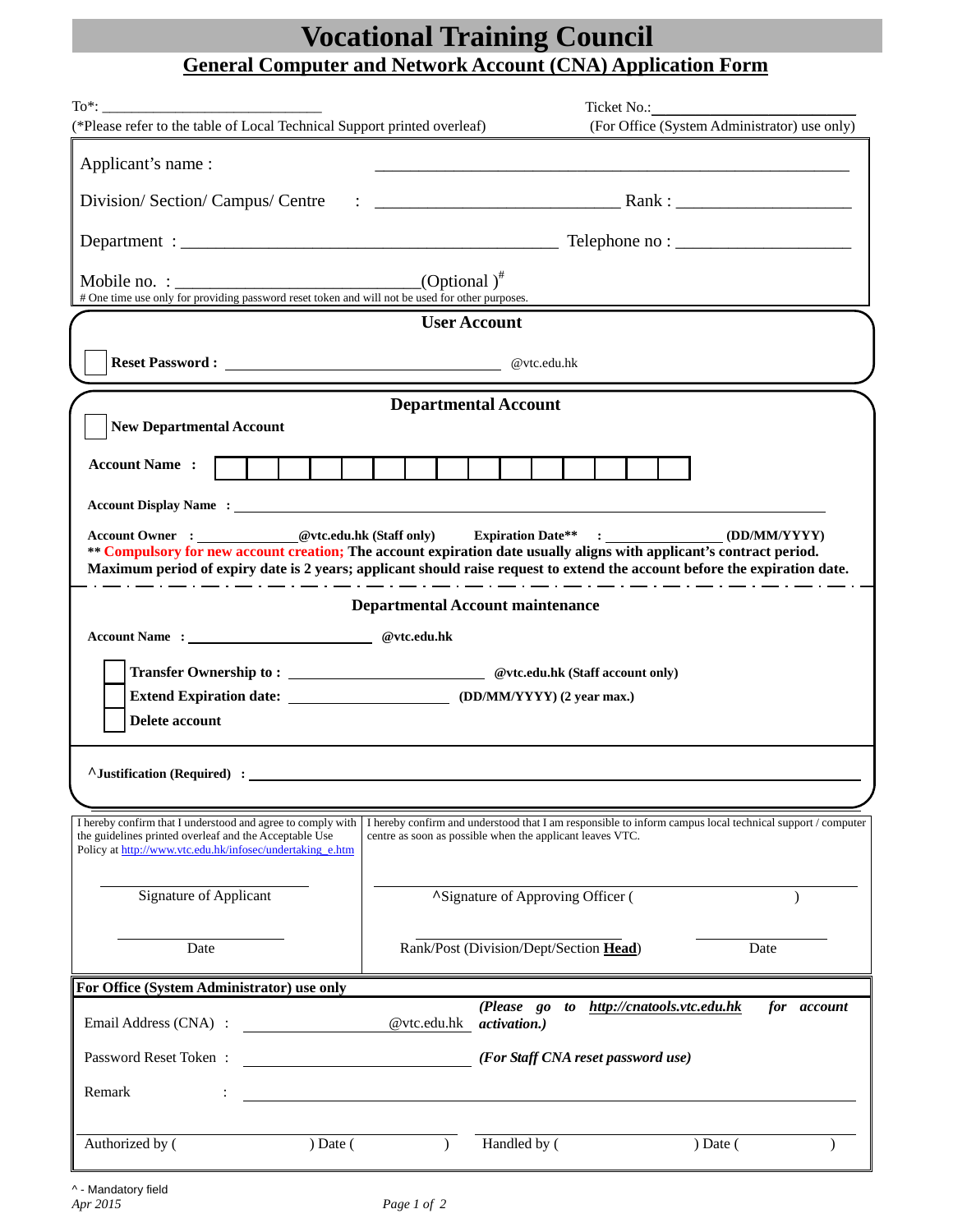# Vocational Training Council

## General Computer and Network Account (CNA) Application Form

To*: ____________________________ Ticket No.: ________________________

(*Please refer to the table of Local Technical Support printed overleaf) (For Office (System Administrator) use only)

Applicant's name : ____________________________________________

Division/ Section/ Campus/ Centre : ____________________________ Rank : ____________________

Department : ____________________________________________ Telephone no : ____________________

Mobile no. : ____________________________(Optional )#

# One time use only for providing password reset token and will not be used for other purposes.

### User Account

☐ **Reset Password :** ________________________________ @vtc.edu.hk

### Departmental Account

☐ **New Departmental Account**

**Account Name :** | | | | | | | | | | | | | | | |

**Account Display Name :** ____________________________________________

**Account Owner :** ______________@vtc.edu.hk (Staff only) **Expiration Date\*\* :** ________________ (DD/MM/YYYY)

**\*\* Compulsory for new account creation; The account expiration date usually aligns with applicant's contract period. Maximum period of expiry date is 2 years; applicant should raise request to extend the account before the expiration date.**

### Departmental Account maintenance

**Account Name :** ________________________ **@vtc.edu.hk**

☐ **Transfer Ownership to :** ________________________ **@vtc.edu.hk (Staff account only)**

☐ **Extend Expiration date:** ____________________ **(DD/MM/YYYY) (2 year max.)**

☐ **Delete account**

**^Justification (Required) :** ____________________________________________

| I hereby confirm that I understood and agree to comply with the guidelines printed overleaf and the Acceptable Use Policy at http://www.vtc.edu.hk/infosec/undertaking_e.htm | I hereby confirm and understood that I am responsible to inform campus local technical support / computer centre as soon as possible when the applicant leaves VTC. |
|---|---|
| Signature of Applicant | ^Signature of Approving Officer (                    ) |
| Date | Rank/Post (Division/Dept/Section **Head**) &nbsp;&nbsp;&nbsp; Date |

**For Office (System Administrator) use only**

Email Address (CNA) : ____________________ @vtc.edu.hk ***(Please go to http://cnatools.vtc.edu.hk for account activation.)***

Password Reset Token : ____________________ ***(For Staff CNA reset password use)***

Remark : ____________________________________________

Authorized by (                    ) Date (                    ) Handled by (                    ) Date (                    )

^ - Mandatory field

*Apr 2015*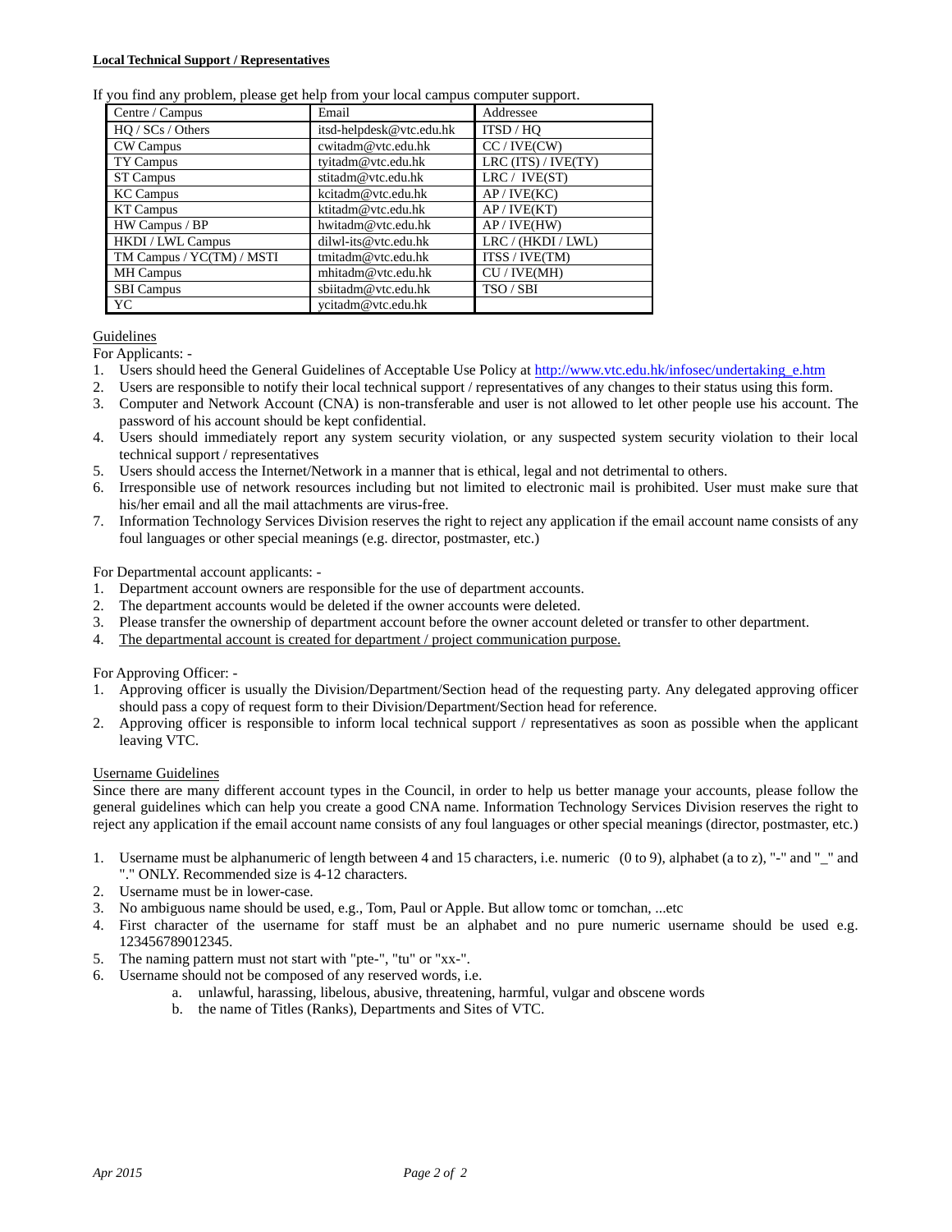**Local Technical Support / Representatives**

If you find any problem, please get help from your local campus computer support.

| Centre / Campus | Email | Addressee |
|---|---|---|
| HQ / SCs / Others | itsd-helpdesk@vtc.edu.hk | ITSD / HQ |
| CW Campus | cwitadm@vtc.edu.hk | CC / IVE(CW) |
| TY Campus | tyitadm@vtc.edu.hk | LRC (ITS) / IVE(TY) |
| ST Campus | stitadm@vtc.edu.hk | LRC / IVE(ST) |
| KC Campus | kcitadm@vtc.edu.hk | AP / IVE(KC) |
| KT Campus | ktitadm@vtc.edu.hk | AP / IVE(KT) |
| HW Campus / BP | hwitadm@vtc.edu.hk | AP / IVE(HW) |
| HKDI / LWL Campus | dilwl-its@vtc.edu.hk | LRC / (HKDI / LWL) |
| TM Campus / YC(TM) / MSTI | tmitadm@vtc.edu.hk | ITSS / IVE(TM) |
| MH Campus | mhitadm@vtc.edu.hk | CU / IVE(MH) |
| SBI Campus | sbiitadm@vtc.edu.hk | TSO / SBI |
| YC | ycitadm@vtc.edu.hk | |

Guidelines

For Applicants: -

1. Users should heed the General Guidelines of Acceptable Use Policy at http://www.vtc.edu.hk/infosec/undertaking_e.htm
2. Users are responsible to notify their local technical support / representatives of any changes to their status using this form.
3. Computer and Network Account (CNA) is non-transferable and user is not allowed to let other people use his account. The password of his account should be kept confidential.
4. Users should immediately report any system security violation, or any suspected system security violation to their local technical support / representatives
5. Users should access the Internet/Network in a manner that is ethical, legal and not detrimental to others.
6. Irresponsible use of network resources including but not limited to electronic mail is prohibited. User must make sure that his/her email and all the mail attachments are virus-free.
7. Information Technology Services Division reserves the right to reject any application if the email account name consists of any foul languages or other special meanings (e.g. director, postmaster, etc.)

For Departmental account applicants: -

1. Department account owners are responsible for the use of department accounts.
2. The department accounts would be deleted if the owner accounts were deleted.
3. Please transfer the ownership of department account before the owner account deleted or transfer to other department.
4. The departmental account is created for department / project communication purpose.

For Approving Officer: -

1. Approving officer is usually the Division/Department/Section head of the requesting party. Any delegated approving officer should pass a copy of request form to their Division/Department/Section head for reference.
2. Approving officer is responsible to inform local technical support / representatives as soon as possible when the applicant leaving VTC.

Username Guidelines

Since there are many different account types in the Council, in order to help us better manage your accounts, please follow the general guidelines which can help you create a good CNA name. Information Technology Services Division reserves the right to reject any application if the email account name consists of any foul languages or other special meanings (director, postmaster, etc.)

1. Username must be alphanumeric of length between 4 and 15 characters, i.e. numeric (0 to 9), alphabet (a to z), "-" and "_" and "." ONLY. Recommended size is 4-12 characters.
2. Username must be in lower-case.
3. No ambiguous name should be used, e.g., Tom, Paul or Apple. But allow tomc or tomchan, ...etc
4. First character of the username for staff must be an alphabet and no pure numeric username should be used e.g. 123456789012345.
5. The naming pattern must not start with "pte-", "tu" or "xx-".
6. Username should not be composed of any reserved words, i.e.
    a. unlawful, harassing, libelous, abusive, threatening, harmful, vulgar and obscene words
    b. the name of Titles (Ranks), Departments and Sites of VTC.

*Apr 2015*